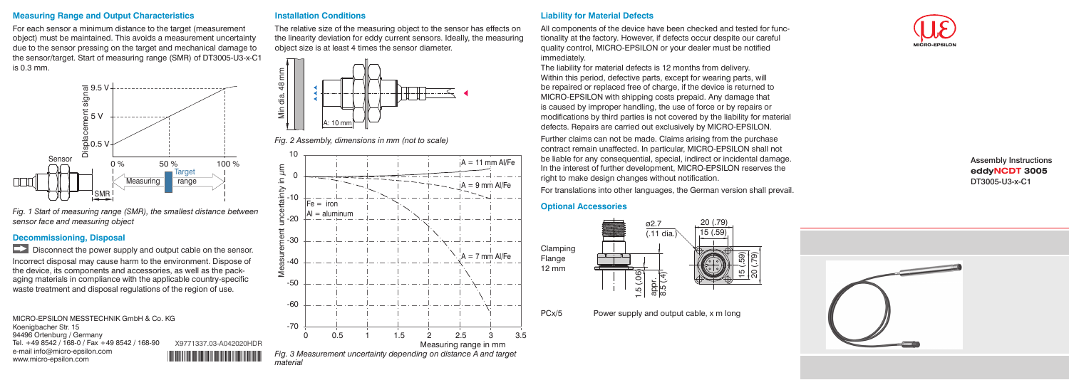## Measuring Range and Output Characteristics

For each sensor a minimum distance to the target (measurement object) must be maintained. This avoids a measurement uncertainty due to the sensor pressing on the target and mechanical damage to the sensor/target. Start of measuring range (SMR) of DT3005-U3-x-C1 is 0.3 mm.

*Fig. 1 Start of measuring range (SMR), the smallest distance between sensor face and measuring object*

## Decommissioning, Disposal

Disconnect the power supply and output cable on the sensor.

Incorrect disposal may cause harm to the environment. Dispose of the device, its components and accessories, as well as the packaging materials in compliance with the applicable country-specific waste treatment and disposal regulations of the region of use.

MICRO-EPSILON MESSTECHNIK GmbH & Co. KG
Koenigbacher Str. 15
94496 Ortenburg / Germany
Tel. +49 8542 / 168-0 / Fax +49 8542 / 168-90
e-mail info@micro-epsilon.com
www.micro-epsilon.com

X9771337.03-A042020HDR

## Installation Conditions

The relative size of the measuring object to the sensor has effects on the linearity deviation for eddy current sensors. Ideally, the measuring object size is at least 4 times the sensor diameter.

*Fig. 2 Assembly, dimensions in mm (not to scale)*

*Fig. 3 Measurement uncertainty depending on distance A and target material*

## Liability for Material Defects

All components of the device have been checked and tested for functionality at the factory. However, if defects occur despite our careful quality control, MICRO-EPSILON or your dealer must be notified immediately.

The liability for material defects is 12 months from delivery. Within this period, defective parts, except for wearing parts, will be repaired or replaced free of charge, if the device is returned to MICRO-EPSILON with shipping costs prepaid. Any damage that is caused by improper handling, the use of force or by repairs or modifications by third parties is not covered by the liability for material defects. Repairs are carried out exclusively by MICRO-EPSILON.

Further claims can not be made. Claims arising from the purchase contract remain unaffected. In particular, MICRO-EPSILON shall not be liable for any consequential, special, indirect or incidental damage. In the interest of further development, MICRO-EPSILON reserves the right to make design changes without notification.

For translations into other languages, the German version shall prevail.

## Optional Accessories

Clamping Flange 12 mm

PCx/5 Power supply and output cable, x m long

Assembly Instructions
**eddyNCDT 3005**
DT3005-U3-x-C1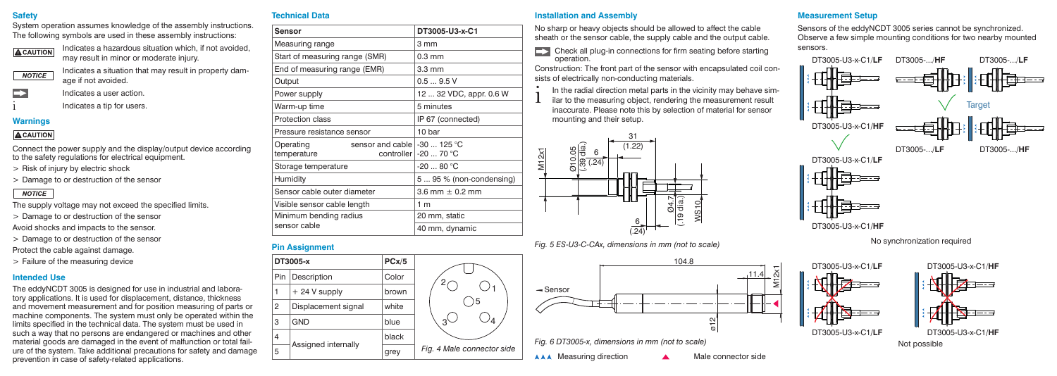## Safety

System operation assumes knowledge of the assembly instructions. The following symbols are used in these assembly instructions:

**CAUTION** Indicates a hazardous situation which, if not avoided, may result in minor or moderate injury.

*NOTICE* Indicates a situation that may result in property damage if not avoided.

Indicates a user action.

i Indicates a tip for users.

## Warnings

**CAUTION**

Connect the power supply and the display/output device according to the safety regulations for electrical equipment.

> Risk of injury by electric shock

> Damage to or destruction of the sensor

*NOTICE*

The supply voltage may not exceed the specified limits.

> Damage to or destruction of the sensor

Avoid shocks and impacts to the sensor.

> Damage to or destruction of the sensor

Protect the cable against damage.

> Failure of the measuring device

## Intended Use

The eddyNCDT 3005 is designed for use in industrial and laboratory applications. It is used for displacement, distance, thickness and movement measurement and for position measuring of parts or machine components. The system must only be operated within the limits specified in the technical data. The system must be used in such a way that no persons are endangered or machines and other material goods are damaged in the event of malfunction or total failure of the system. Take additional precautions for safety and damage prevention in case of safety-related applications.

## Technical Data

| Sensor | | DT3005-U3-x-C1 |
|---|---|---|
| Measuring range | | 3 mm |
| Start of measuring range (SMR) | | 0.3 mm |
| End of measuring range (EMR) | | 3.3 mm |
| Output | | 0.5 ... 9.5 V |
| Power supply | | 12 ... 32 VDC, appr. 0.6 W |
| Warm-up time | | 5 minutes |
| Protection class | | IP 67 (connected) |
| Pressure resistance sensor | | 10 bar |
| Operating temperature | sensor and cable | -30 ... 125 °C |
| | controller | -20 ... 70 °C |
| Storage temperature | | -20 ... 80 °C |
| Humidity | | 5 ... 95 % (non-condensing) |
| Sensor cable outer diameter | | 3.6 mm ± 0.2 mm |
| Visible sensor cable length | | 1 m |
| Minimum bending radius sensor cable | | 20 mm, static |
| | | 40 mm, dynamic |

## Pin Assignment

| DT3005-x | | PCx/5 |
|---|---|---|
| Pin | Description | Color |
| 1 | + 24 V supply | brown |
| 2 | Displacement signal | white |
| 3 | GND | blue |
| 4 | Assigned internally | black |
| 5 | | grey |

2 1 5 3 4

*Fig. 4 Male connector side*

## Installation and Assembly

No sharp or heavy objects should be allowed to affect the cable sheath or the sensor cable, the supply cable and the output cable.

Check all plug-in connections for firm seating before starting operation.

Construction: The front part of the sensor with encapsulated coil consists of electrically non-conducting materials.

i In the radial direction metal parts in the vicinity may behave similar to the measuring object, rendering the measurement result inaccurate. Please note this by selection of material for sensor mounting and their setup.

M12x1
Ø10.05 (.39 dia.)
6 (.24)
31 (1.22)
Ø4.7 (.19 dia.)
WS10
6 (.24)

*Fig. 5 ES-U3-C-CAx, dimensions in mm (not to scale)*

104.8
11.4
M12x1
Sensor
ø12

*Fig. 6 DT3005-x, dimensions in mm (not to scale)*

▲▲▲ Measuring direction ▲ Male connector side

## Measurement Setup

Sensors of the eddyNCDT 3005 series cannot be synchronized. Observe a few simple mounting conditions for two nearby mounted sensors.

DT3005-U3-x-C1/**LF**
DT3005-U3-x-C1/**HF**
DT3005-.../**HF**
DT3005-.../**LF**
Target
DT3005-.../**LF**
DT3005-.../**HF**
DT3005-U3-x-C1/**LF**
DT3005-U3-x-C1/**HF**

No synchronization required

DT3005-U3-x-C1/**LF**
DT3005-U3-x-C1/**LF**
DT3005-U3-x-C1/**HF**
DT3005-U3-x-C1/**HF**

Not possible